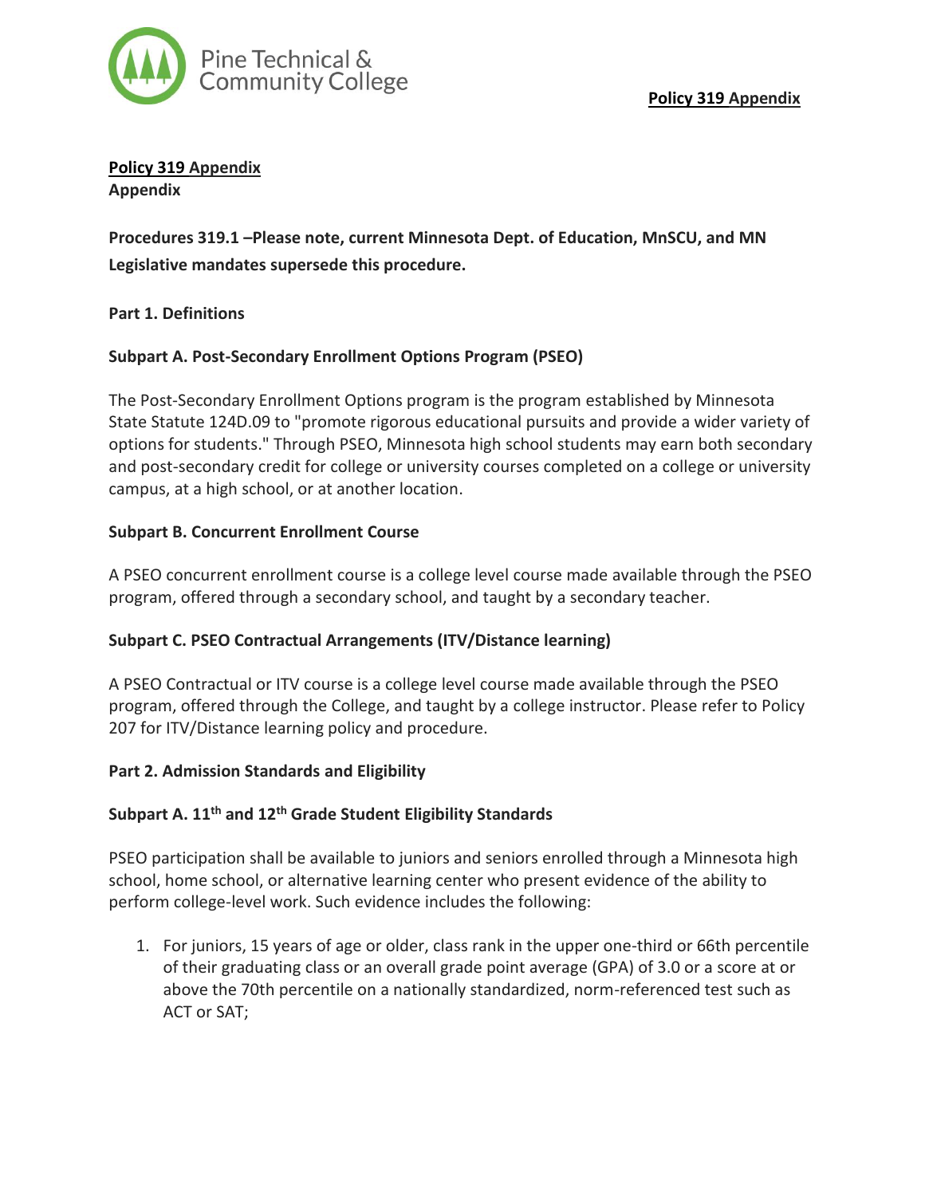**Policy 319 Appendix**

**Policy 319 Appendix**
**Appendix**

**Procedures 319.1 –Please note, current Minnesota Dept. of Education, MnSCU, and MN Legislative mandates supersede this procedure.**

**Part 1. Definitions**

**Subpart A. Post-Secondary Enrollment Options Program (PSEO)**

The Post-Secondary Enrollment Options program is the program established by Minnesota State Statute 124D.09 to "promote rigorous educational pursuits and provide a wider variety of options for students." Through PSEO, Minnesota high school students may earn both secondary and post-secondary credit for college or university courses completed on a college or university campus, at a high school, or at another location.

**Subpart B. Concurrent Enrollment Course**

A PSEO concurrent enrollment course is a college level course made available through the PSEO program, offered through a secondary school, and taught by a secondary teacher.

**Subpart C. PSEO Contractual Arrangements (ITV/Distance learning)**

A PSEO Contractual or ITV course is a college level course made available through the PSEO program, offered through the College, and taught by a college instructor. Please refer to Policy 207 for ITV/Distance learning policy and procedure.

**Part 2. Admission Standards and Eligibility**

**Subpart A. 11th and 12th Grade Student Eligibility Standards**

PSEO participation shall be available to juniors and seniors enrolled through a Minnesota high school, home school, or alternative learning center who present evidence of the ability to perform college-level work. Such evidence includes the following:

1. For juniors, 15 years of age or older, class rank in the upper one-third or 66th percentile of their graduating class or an overall grade point average (GPA) of 3.0 or a score at or above the 70th percentile on a nationally standardized, norm-referenced test such as ACT or SAT;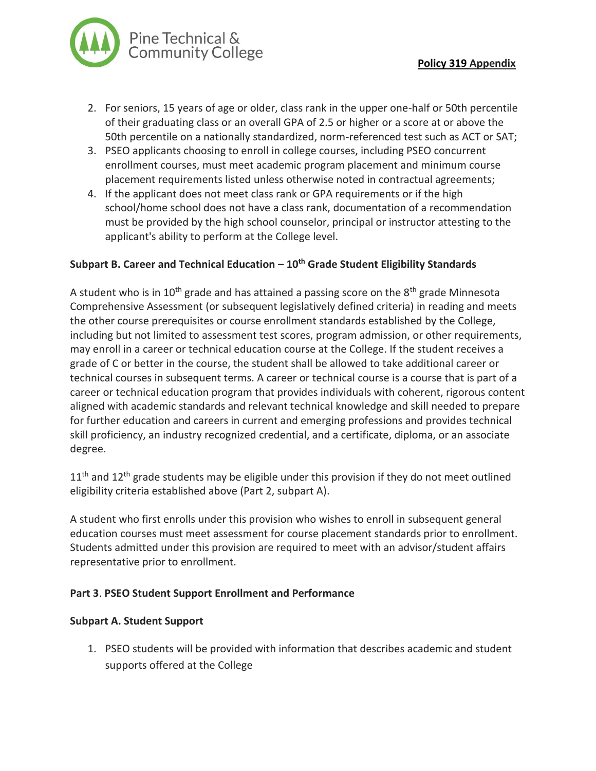2. For seniors, 15 years of age or older, class rank in the upper one-half or 50th percentile of their graduating class or an overall GPA of 2.5 or higher or a score at or above the 50th percentile on a nationally standardized, norm-referenced test such as ACT or SAT;
3. PSEO applicants choosing to enroll in college courses, including PSEO concurrent enrollment courses, must meet academic program placement and minimum course placement requirements listed unless otherwise noted in contractual agreements;
4. If the applicant does not meet class rank or GPA requirements or if the high school/home school does not have a class rank, documentation of a recommendation must be provided by the high school counselor, principal or instructor attesting to the applicant's ability to perform at the College level.

**Subpart B. Career and Technical Education – 10th Grade Student Eligibility Standards**

A student who is in 10th grade and has attained a passing score on the 8th grade Minnesota Comprehensive Assessment (or subsequent legislatively defined criteria) in reading and meets the other course prerequisites or course enrollment standards established by the College, including but not limited to assessment test scores, program admission, or other requirements, may enroll in a career or technical education course at the College. If the student receives a grade of C or better in the course, the student shall be allowed to take additional career or technical courses in subsequent terms. A career or technical course is a course that is part of a career or technical education program that provides individuals with coherent, rigorous content aligned with academic standards and relevant technical knowledge and skill needed to prepare for further education and careers in current and emerging professions and provides technical skill proficiency, an industry recognized credential, and a certificate, diploma, or an associate degree.

11th and 12th grade students may be eligible under this provision if they do not meet outlined eligibility criteria established above (Part 2, subpart A).

A student who first enrolls under this provision who wishes to enroll in subsequent general education courses must meet assessment for course placement standards prior to enrollment. Students admitted under this provision are required to meet with an advisor/student affairs representative prior to enrollment.

**Part 3. PSEO Student Support Enrollment and Performance**

**Subpart A. Student Support**

1. PSEO students will be provided with information that describes academic and student supports offered at the College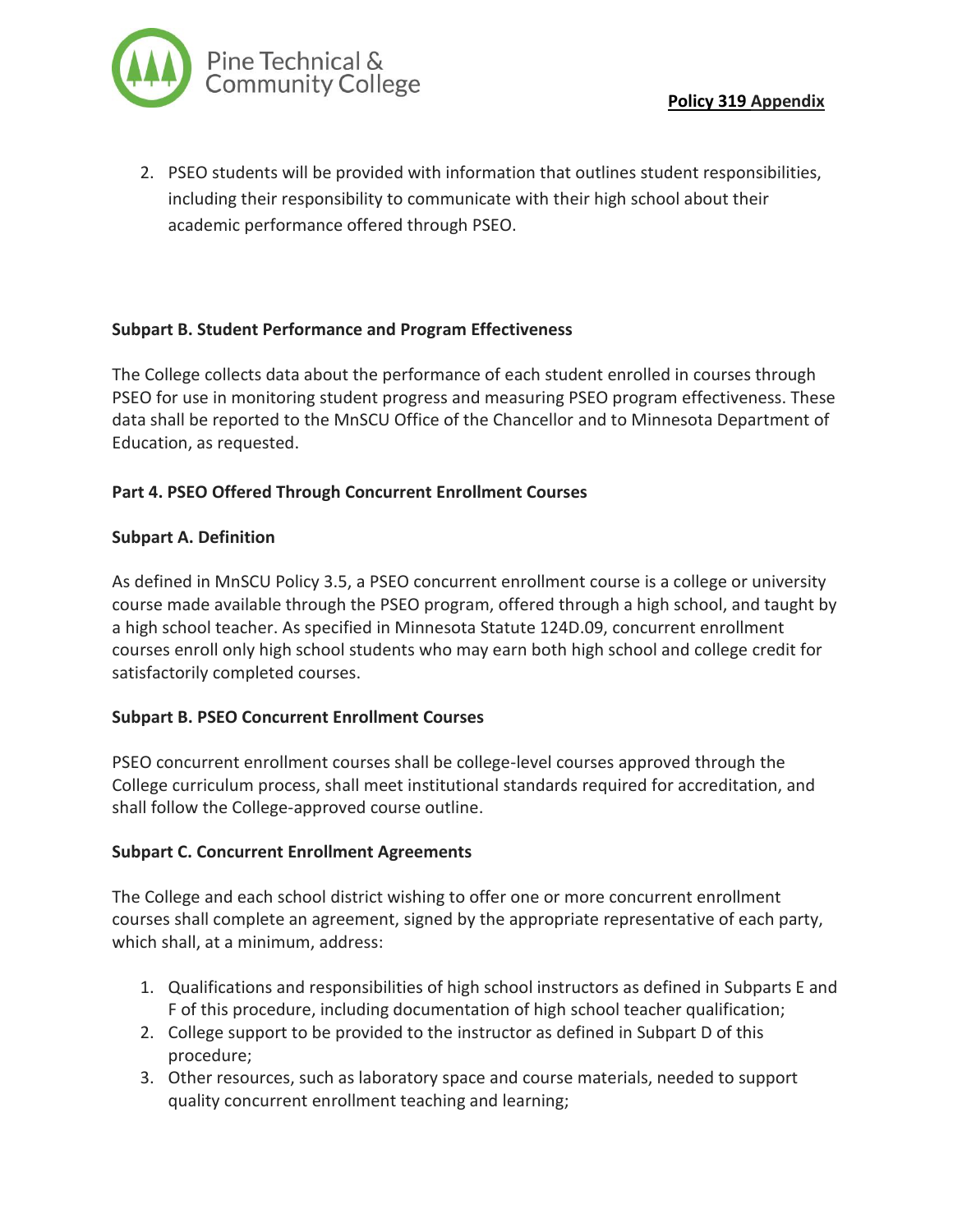2. PSEO students will be provided with information that outlines student responsibilities, including their responsibility to communicate with their high school about their academic performance offered through PSEO.

**Subpart B. Student Performance and Program Effectiveness**

The College collects data about the performance of each student enrolled in courses through PSEO for use in monitoring student progress and measuring PSEO program effectiveness. These data shall be reported to the MnSCU Office of the Chancellor and to Minnesota Department of Education, as requested.

**Part 4. PSEO Offered Through Concurrent Enrollment Courses**

**Subpart A. Definition**

As defined in MnSCU Policy 3.5, a PSEO concurrent enrollment course is a college or university course made available through the PSEO program, offered through a high school, and taught by a high school teacher. As specified in Minnesota Statute 124D.09, concurrent enrollment courses enroll only high school students who may earn both high school and college credit for satisfactorily completed courses.

**Subpart B. PSEO Concurrent Enrollment Courses**

PSEO concurrent enrollment courses shall be college-level courses approved through the College curriculum process, shall meet institutional standards required for accreditation, and shall follow the College-approved course outline.

**Subpart C. Concurrent Enrollment Agreements**

The College and each school district wishing to offer one or more concurrent enrollment courses shall complete an agreement, signed by the appropriate representative of each party, which shall, at a minimum, address:

1. Qualifications and responsibilities of high school instructors as defined in Subparts E and F of this procedure, including documentation of high school teacher qualification;
2. College support to be provided to the instructor as defined in Subpart D of this procedure;
3. Other resources, such as laboratory space and course materials, needed to support quality concurrent enrollment teaching and learning;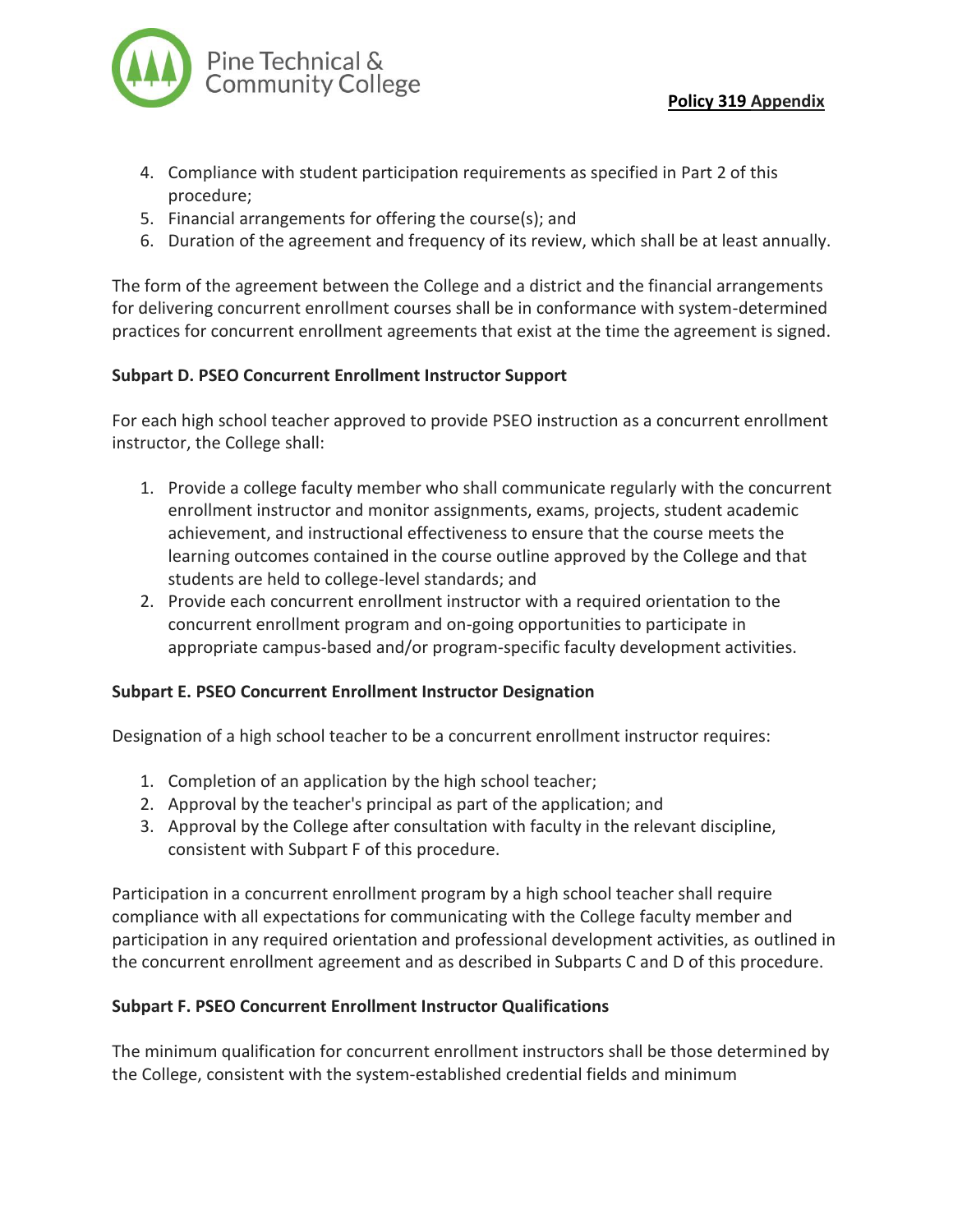4. Compliance with student participation requirements as specified in Part 2 of this procedure;
5. Financial arrangements for offering the course(s); and
6. Duration of the agreement and frequency of its review, which shall be at least annually.

The form of the agreement between the College and a district and the financial arrangements for delivering concurrent enrollment courses shall be in conformance with system-determined practices for concurrent enrollment agreements that exist at the time the agreement is signed.

**Subpart D. PSEO Concurrent Enrollment Instructor Support**

For each high school teacher approved to provide PSEO instruction as a concurrent enrollment instructor, the College shall:

1. Provide a college faculty member who shall communicate regularly with the concurrent enrollment instructor and monitor assignments, exams, projects, student academic achievement, and instructional effectiveness to ensure that the course meets the learning outcomes contained in the course outline approved by the College and that students are held to college-level standards; and
2. Provide each concurrent enrollment instructor with a required orientation to the concurrent enrollment program and on-going opportunities to participate in appropriate campus-based and/or program-specific faculty development activities.

**Subpart E. PSEO Concurrent Enrollment Instructor Designation**

Designation of a high school teacher to be a concurrent enrollment instructor requires:

1. Completion of an application by the high school teacher;
2. Approval by the teacher's principal as part of the application; and
3. Approval by the College after consultation with faculty in the relevant discipline, consistent with Subpart F of this procedure.

Participation in a concurrent enrollment program by a high school teacher shall require compliance with all expectations for communicating with the College faculty member and participation in any required orientation and professional development activities, as outlined in the concurrent enrollment agreement and as described in Subparts C and D of this procedure.

**Subpart F. PSEO Concurrent Enrollment Instructor Qualifications**

The minimum qualification for concurrent enrollment instructors shall be those determined by the College, consistent with the system-established credential fields and minimum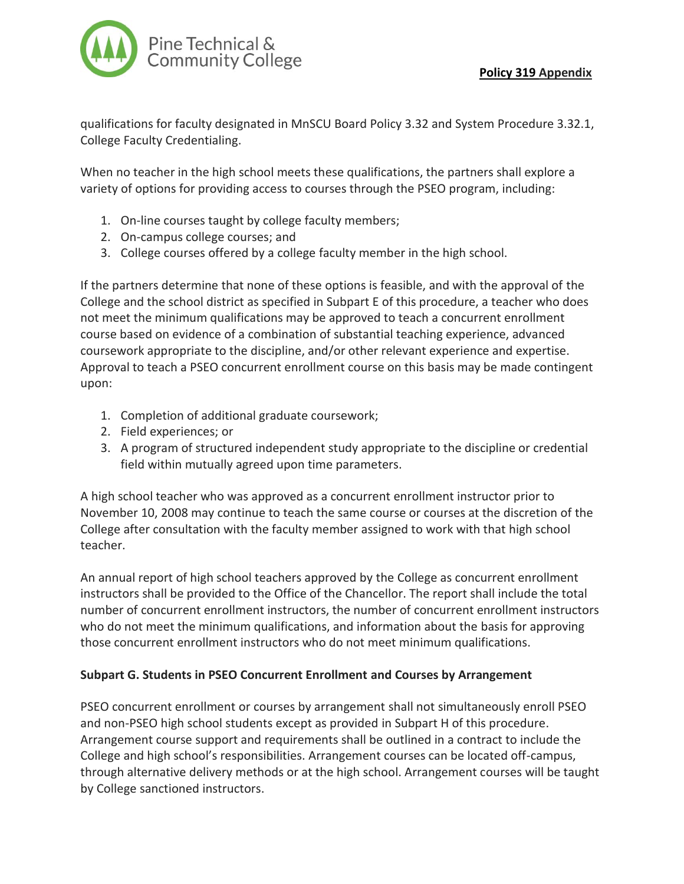qualifications for faculty designated in MnSCU Board Policy 3.32 and System Procedure 3.32.1, College Faculty Credentialing.

When no teacher in the high school meets these qualifications, the partners shall explore a variety of options for providing access to courses through the PSEO program, including:

1. On-line courses taught by college faculty members;
2. On-campus college courses; and
3. College courses offered by a college faculty member in the high school.

If the partners determine that none of these options is feasible, and with the approval of the College and the school district as specified in Subpart E of this procedure, a teacher who does not meet the minimum qualifications may be approved to teach a concurrent enrollment course based on evidence of a combination of substantial teaching experience, advanced coursework appropriate to the discipline, and/or other relevant experience and expertise. Approval to teach a PSEO concurrent enrollment course on this basis may be made contingent upon:

1. Completion of additional graduate coursework;
2. Field experiences; or
3. A program of structured independent study appropriate to the discipline or credential field within mutually agreed upon time parameters.

A high school teacher who was approved as a concurrent enrollment instructor prior to November 10, 2008 may continue to teach the same course or courses at the discretion of the College after consultation with the faculty member assigned to work with that high school teacher.

An annual report of high school teachers approved by the College as concurrent enrollment instructors shall be provided to the Office of the Chancellor. The report shall include the total number of concurrent enrollment instructors, the number of concurrent enrollment instructors who do not meet the minimum qualifications, and information about the basis for approving those concurrent enrollment instructors who do not meet minimum qualifications.

**Subpart G. Students in PSEO Concurrent Enrollment and Courses by Arrangement**

PSEO concurrent enrollment or courses by arrangement shall not simultaneously enroll PSEO and non-PSEO high school students except as provided in Subpart H of this procedure. Arrangement course support and requirements shall be outlined in a contract to include the College and high school's responsibilities. Arrangement courses can be located off-campus, through alternative delivery methods or at the high school. Arrangement courses will be taught by College sanctioned instructors.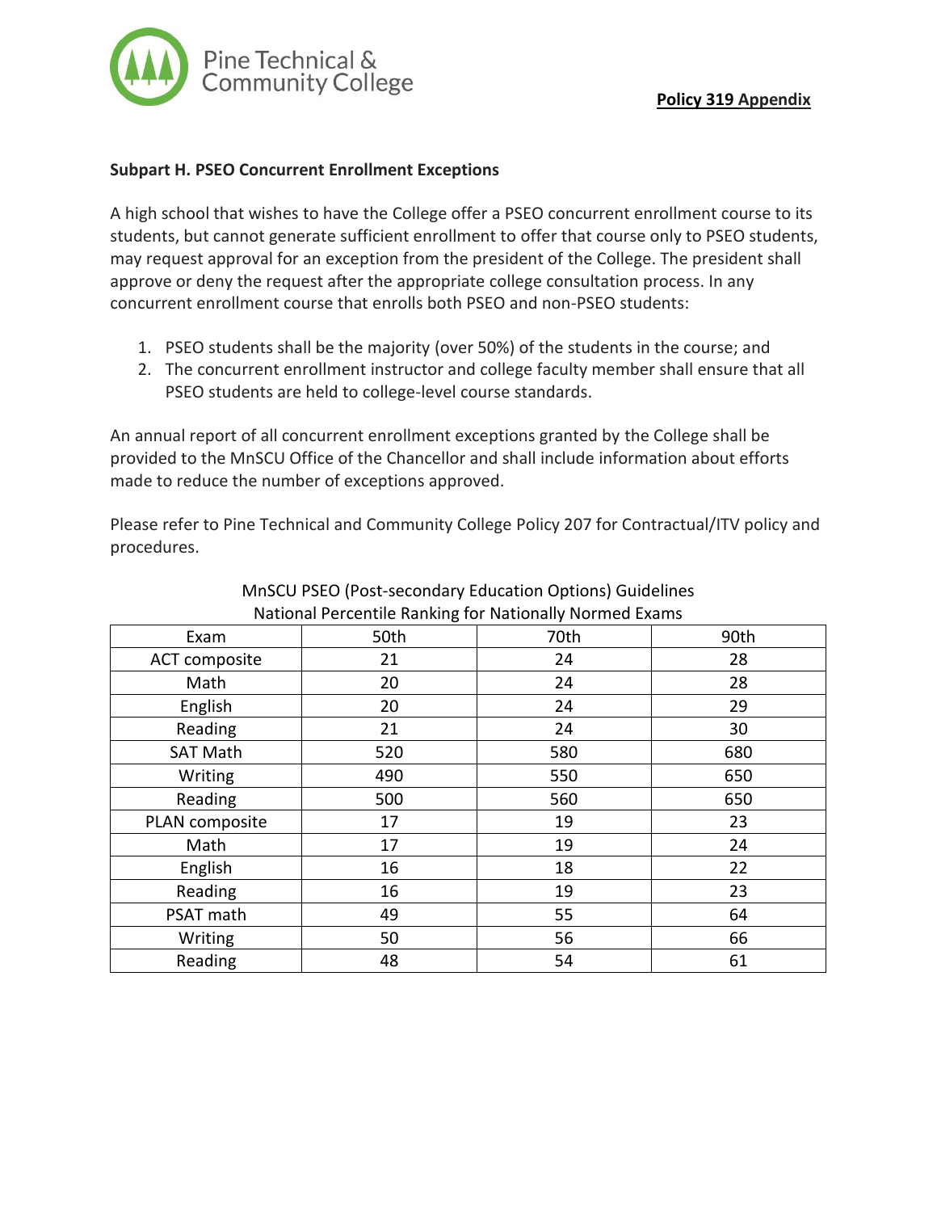Pine Technical & Community College

**Policy 319 Appendix**

**Subpart H. PSEO Concurrent Enrollment Exceptions**

A high school that wishes to have the College offer a PSEO concurrent enrollment course to its students, but cannot generate sufficient enrollment to offer that course only to PSEO students, may request approval for an exception from the president of the College. The president shall approve or deny the request after the appropriate college consultation process. In any concurrent enrollment course that enrolls both PSEO and non-PSEO students:

1. PSEO students shall be the majority (over 50%) of the students in the course; and
2. The concurrent enrollment instructor and college faculty member shall ensure that all PSEO students are held to college-level course standards.

An annual report of all concurrent enrollment exceptions granted by the College shall be provided to the MnSCU Office of the Chancellor and shall include information about efforts made to reduce the number of exceptions approved.

Please refer to Pine Technical and Community College Policy 207 for Contractual/ITV policy and procedures.

MnSCU PSEO (Post-secondary Education Options) Guidelines
National Percentile Ranking for Nationally Normed Exams

| Exam | 50th | 70th | 90th |
|---|---|---|---|
| ACT composite | 21 | 24 | 28 |
| Math | 20 | 24 | 28 |
| English | 20 | 24 | 29 |
| Reading | 21 | 24 | 30 |
| SAT Math | 520 | 580 | 680 |
| Writing | 490 | 550 | 650 |
| Reading | 500 | 560 | 650 |
| PLAN composite | 17 | 19 | 23 |
| Math | 17 | 19 | 24 |
| English | 16 | 18 | 22 |
| Reading | 16 | 19 | 23 |
| PSAT math | 49 | 55 | 64 |
| Writing | 50 | 56 | 66 |
| Reading | 48 | 54 | 61 |